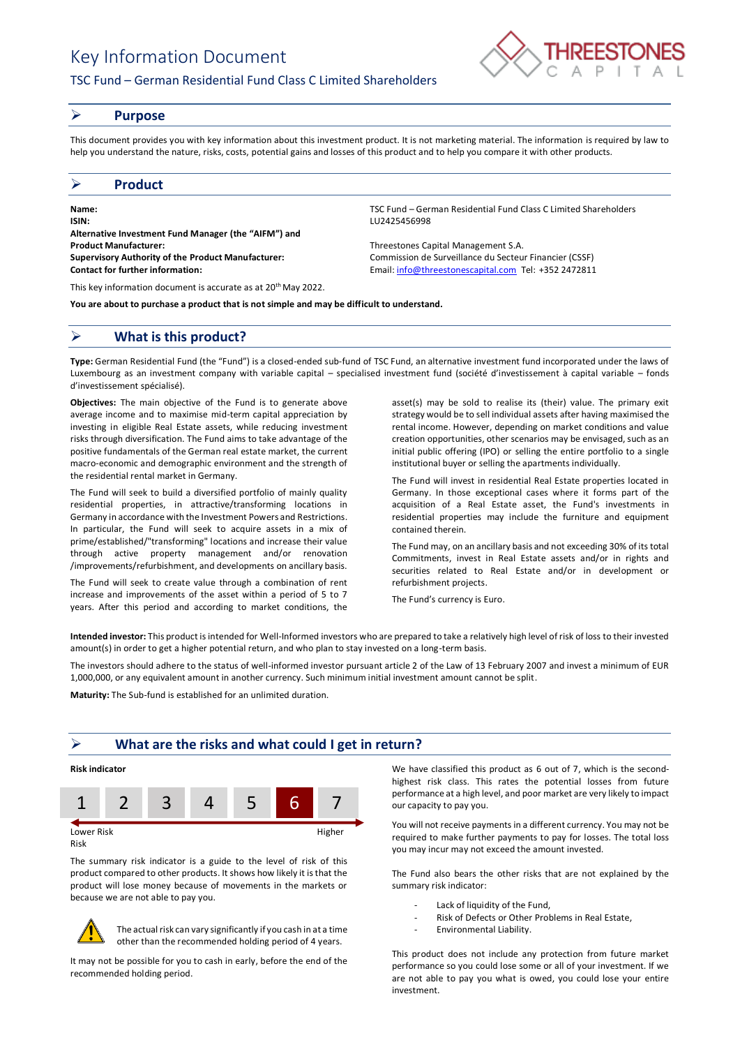# Key Information Document

TSC Fund – German Residential Fund Class C Limited Shareholders

## Purpose

This document provides you with key information about this investment product. It is not marketing material. The information is required by law to help you understand the nature, risks, costs, potential gains and losses of this product and to help you compare it with other products.

## Product

| | |
|---|---|
| **Name:** | TSC Fund – German Residential Fund Class C Limited Shareholders |
| **ISIN:** | LU2425456998 |
| **Alternative Investment Fund Manager (the "AIFM") and Product Manufacturer:** | Threestones Capital Management S.A. |
| **Supervisory Authority of the Product Manufacturer:** | Commission de Surveillance du Secteur Financier (CSSF) |
| **Contact for further information:** | Email: info@threestonescapital.com Tel: +352 2472811 |

This key information document is accurate as at 20th May 2022.

**You are about to purchase a product that is not simple and may be difficult to understand.**

## What is this product?

**Type:** German Residential Fund (the "Fund") is a closed-ended sub-fund of TSC Fund, an alternative investment fund incorporated under the laws of Luxembourg as an investment company with variable capital – specialised investment fund (société d'investissement à capital variable – fonds d'investissement spécialisé).

**Objectives:** The main objective of the Fund is to generate above average income and to maximise mid-term capital appreciation by investing in eligible Real Estate assets, while reducing investment risks through diversification. The Fund aims to take advantage of the positive fundamentals of the German real estate market, the current macro-economic and demographic environment and the strength of the residential rental market in Germany.

The Fund will seek to build a diversified portfolio of mainly quality residential properties, in attractive/transforming locations in Germany in accordance with the Investment Powers and Restrictions. In particular, the Fund will seek to acquire assets in a mix of prime/established/"transforming" locations and increase their value through active property management and/or renovation /improvements/refurbishment, and developments on ancillary basis.

The Fund will seek to create value through a combination of rent increase and improvements of the asset within a period of 5 to 7 years. After this period and according to market conditions, the asset(s) may be sold to realise its (their) value. The primary exit strategy would be to sell individual assets after having maximised the rental income. However, depending on market conditions and value creation opportunities, other scenarios may be envisaged, such as an initial public offering (IPO) or selling the entire portfolio to a single institutional buyer or selling the apartments individually.

The Fund will invest in residential Real Estate properties located in Germany. In those exceptional cases where it forms part of the acquisition of a Real Estate asset, the Fund's investments in residential properties may include the furniture and equipment contained therein.

The Fund may, on an ancillary basis and not exceeding 30% of its total Commitments, invest in Real Estate assets and/or in rights and securities related to Real Estate and/or in development or refurbishment projects.

The Fund's currency is Euro.

**Intended investor:** This product is intended for Well-Informed investors who are prepared to take a relatively high level of risk of loss to their invested amount(s) in order to get a higher potential return, and who plan to stay invested on a long-term basis.

The investors should adhere to the status of well-informed investor pursuant article 2 of the Law of 13 February 2007 and invest a minimum of EUR 1,000,000, or any equivalent amount in another currency. Such minimum initial investment amount cannot be split.

**Maturity:** The Sub-fund is established for an unlimited duration.

## What are the risks and what could I get in return?

**Risk indicator**

1 2 3 4 5 **6** 7

Lower Risk — Higher Risk

The summary risk indicator is a guide to the level of risk of this product compared to other products. It shows how likely it is that the product will lose money because of movements in the markets or because we are not able to pay you.

The actual risk can vary significantly if you cash in at a time other than the recommended holding period of 4 years.

It may not be possible for you to cash in early, before the end of the recommended holding period.

We have classified this product as 6 out of 7, which is the second-highest risk class. This rates the potential losses from future performance at a high level, and poor market are very likely to impact our capacity to pay you.

You will not receive payments in a different currency. You may not be required to make further payments to pay for losses. The total loss you may incur may not exceed the amount invested.

The Fund also bears the other risks that are not explained by the summary risk indicator:

- Lack of liquidity of the Fund,
- Risk of Defects or Other Problems in Real Estate,
- Environmental Liability.

This product does not include any protection from future market performance so you could lose some or all of your investment. If we are not able to pay you what is owed, you could lose your entire investment.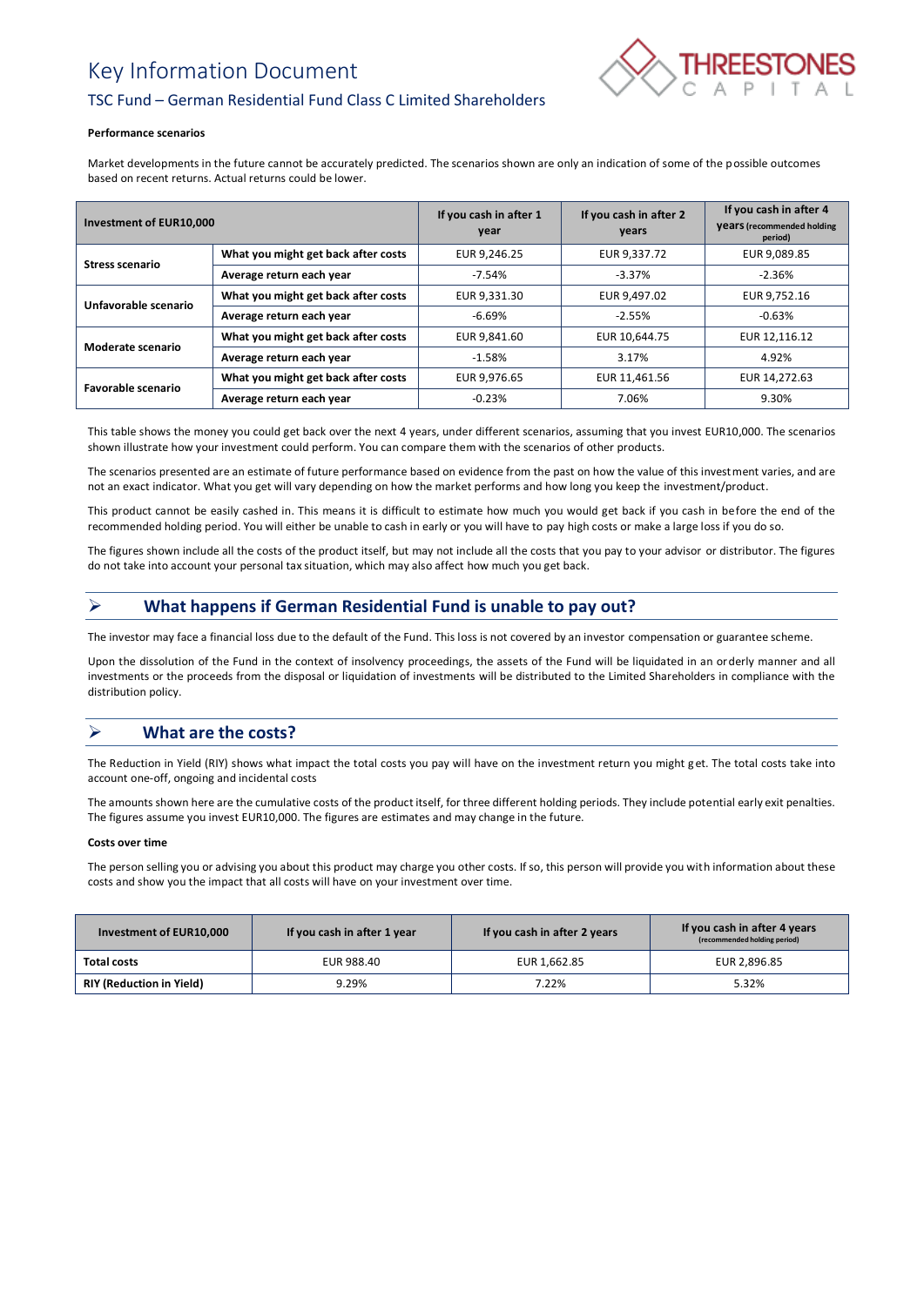# Key Information Document

## TSC Fund – German Residential Fund Class C Limited Shareholders

**Performance scenarios**

Market developments in the future cannot be accurately predicted. The scenarios shown are only an indication of some of the possible outcomes based on recent returns. Actual returns could be lower.

| Investment of EUR10,000 | | If you cash in after 1 year | If you cash in after 2 years | If you cash in after 4 years (recommended holding period) |
|---|---|---|---|---|
| **Stress scenario** | **What you might get back after costs** | EUR 9,246.25 | EUR 9,337.72 | EUR 9,089.85 |
| | **Average return each year** | -7.54% | -3.37% | -2.36% |
| **Unfavorable scenario** | **What you might get back after costs** | EUR 9,331.30 | EUR 9,497.02 | EUR 9,752.16 |
| | **Average return each year** | -6.69% | -2.55% | -0.63% |
| **Moderate scenario** | **What you might get back after costs** | EUR 9,841.60 | EUR 10,644.75 | EUR 12,116.12 |
| | **Average return each year** | -1.58% | 3.17% | 4.92% |
| **Favorable scenario** | **What you might get back after costs** | EUR 9,976.65 | EUR 11,461.56 | EUR 14,272.63 |
| | **Average return each year** | -0.23% | 7.06% | 9.30% |

This table shows the money you could get back over the next 4 years, under different scenarios, assuming that you invest EUR10,000. The scenarios shown illustrate how your investment could perform. You can compare them with the scenarios of other products.

The scenarios presented are an estimate of future performance based on evidence from the past on how the value of this investment varies, and are not an exact indicator. What you get will vary depending on how the market performs and how long you keep the investment/product.

This product cannot be easily cashed in. This means it is difficult to estimate how much you would get back if you cash in before the end of the recommended holding period. You will either be unable to cash in early or you will have to pay high costs or make a large loss if you do so.

The figures shown include all the costs of the product itself, but may not include all the costs that you pay to your advisor or distributor. The figures do not take into account your personal tax situation, which may also affect how much you get back.

## What happens if German Residential Fund is unable to pay out?

The investor may face a financial loss due to the default of the Fund. This loss is not covered by an investor compensation or guarantee scheme.

Upon the dissolution of the Fund in the context of insolvency proceedings, the assets of the Fund will be liquidated in an orderly manner and all investments or the proceeds from the disposal or liquidation of investments will be distributed to the Limited Shareholders in compliance with the distribution policy.

## What are the costs?

The Reduction in Yield (RIY) shows what impact the total costs you pay will have on the investment return you might get. The total costs take into account one-off, ongoing and incidental costs

The amounts shown here are the cumulative costs of the product itself, for three different holding periods. They include potential early exit penalties. The figures assume you invest EUR10,000. The figures are estimates and may change in the future.

**Costs over time**

The person selling you or advising you about this product may charge you other costs. If so, this person will provide you with information about these costs and show you the impact that all costs will have on your investment over time.

| Investment of EUR10,000 | If you cash in after 1 year | If you cash in after 2 years | If you cash in after 4 years (recommended holding period) |
|---|---|---|---|
| **Total costs** | EUR 988.40 | EUR 1,662.85 | EUR 2,896.85 |
| **RIY (Reduction in Yield)** | 9.29% | 7.22% | 5.32% |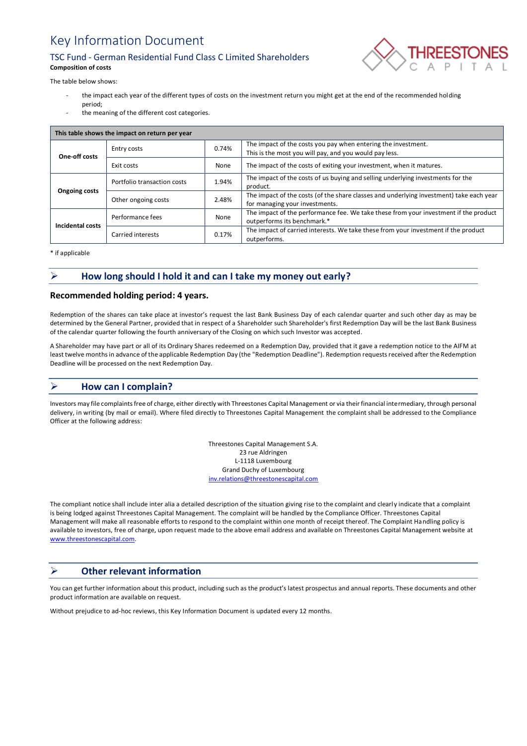# Key Information Document

## TSC Fund - German Residential Fund Class C Limited Shareholders

**Composition of costs**

The table below shows:

- the impact each year of the different types of costs on the investment return you might get at the end of the recommended holding period;
- the meaning of the different cost categories.

| This table shows the impact on return per year | | | |
|---|---|---|---|
| **One-off costs** | Entry costs | 0.74% | The impact of the costs you pay when entering the investment. This is the most you will pay, and you would pay less. |
| | Exit costs | None | The impact of the costs of exiting your investment, when it matures. |
| **Ongoing costs** | Portfolio transaction costs | 1.94% | The impact of the costs of us buying and selling underlying investments for the product. |
| | Other ongoing costs | 2.48% | The impact of the costs (of the share classes and underlying investment) take each year for managing your investments. |
| **Incidental costs** | Performance fees | None | The impact of the performance fee. We take these from your investment if the product outperforms its benchmark.* |
| | Carried interests | 0.17% | The impact of carried interests. We take these from your investment if the product outperforms. |

* if applicable

## ➢ How long should I hold it and can I take my money out early?

### Recommended holding period: 4 years.

Redemption of the shares can take place at investor's request the last Bank Business Day of each calendar quarter and such other day as may be determined by the General Partner, provided that in respect of a Shareholder such Shareholder's first Redemption Day will be the last Bank Business of the calendar quarter following the fourth anniversary of the Closing on which such Investor was accepted.

A Shareholder may have part or all of its Ordinary Shares redeemed on a Redemption Day, provided that it gave a redemption notice to the AIFM at least twelve months in advance of the applicable Redemption Day (the "Redemption Deadline"). Redemption requests received after the Redemption Deadline will be processed on the next Redemption Day.

## ➢ How can I complain?

Investors may file complaints free of charge, either directly with Threestones Capital Management or via their financial intermediary, through personal delivery, in writing (by mail or email). Where filed directly to Threestones Capital Management the complaint shall be addressed to the Compliance Officer at the following address:

Threestones Capital Management S.A.
23 rue Aldringen
L-1118 Luxembourg
Grand Duchy of Luxembourg
inv.relations@threestonescapital.com

The compliant notice shall include inter alia a detailed description of the situation giving rise to the complaint and clearly indicate that a complaint is being lodged against Threestones Capital Management. The complaint will be handled by the Compliance Officer. Threestones Capital Management will make all reasonable efforts to respond to the complaint within one month of receipt thereof. The Complaint Handling policy is available to investors, free of charge, upon request made to the above email address and available on Threestones Capital Management website at www.threestonescapital.com.

## ➢ Other relevant information

You can get further information about this product, including such as the product's latest prospectus and annual reports. These documents and other product information are available on request.

Without prejudice to ad-hoc reviews, this Key Information Document is updated every 12 months.